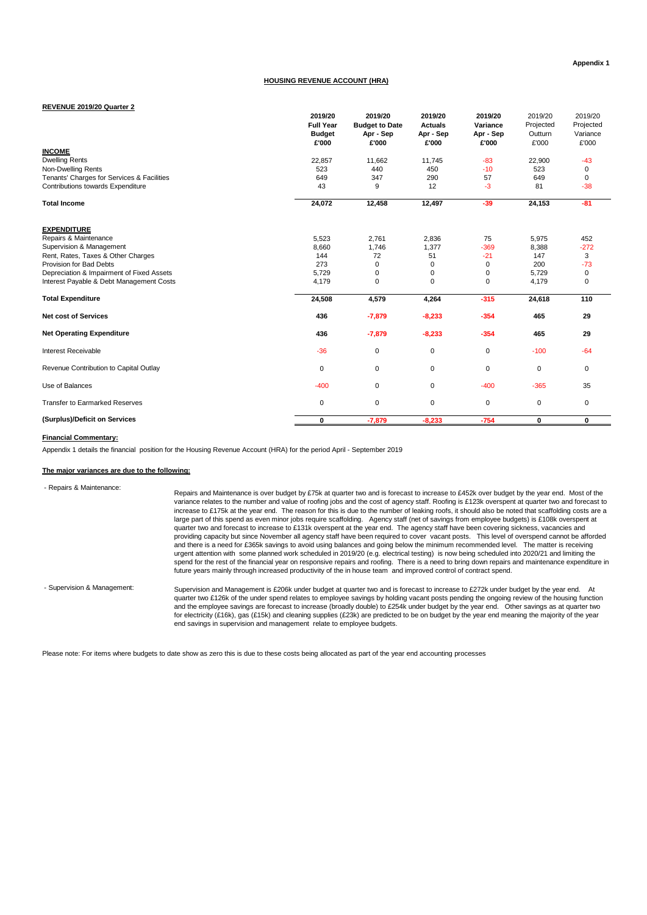Appendix 1

## HOUSING REVENUE ACCOUNT (HRA)

### REVENUE 2019/20 Quarter 2

| | 2019/20 Full Year Budget £'000 | 2019/20 Budget to Date Apr - Sep £'000 | 2019/20 Actuals Apr - Sep £'000 | 2019/20 Variance Apr - Sep £'000 | 2019/20 Projected Outturn £'000 | 2019/20 Projected Variance £'000 |
|---|---|---|---|---|---|---|
| **INCOME** | | | | | | |
| Dwelling Rents | 22,857 | 11,662 | 11,745 | -83 | 22,900 | -43 |
| Non-Dwelling Rents | 523 | 440 | 450 | -10 | 523 | 0 |
| Tenants' Charges for Services & Facilities | 649 | 347 | 290 | 57 | 649 | 0 |
| Contributions towards Expenditure | 43 | 9 | 12 | -3 | 81 | -38 |
| **Total Income** | **24,072** | **12,458** | **12,497** | **-39** | **24,153** | **-81** |
| **EXPENDITURE** | | | | | | |
| Repairs & Maintenance | 5,523 | 2,761 | 2,836 | 75 | 5,975 | 452 |
| Supervision & Management | 8,660 | 1,746 | 1,377 | -369 | 8,388 | -272 |
| Rent, Rates, Taxes & Other Charges | 144 | 72 | 51 | -21 | 147 | 3 |
| Provision for Bad Debts | 273 | 0 | 0 | 0 | 200 | -73 |
| Depreciation & Impairment of Fixed Assets | 5,729 | 0 | 0 | 0 | 5,729 | 0 |
| Interest Payable & Debt Management Costs | 4,179 | 0 | 0 | 0 | 4,179 | 0 |
| **Total Expenditure** | **24,508** | **4,579** | **4,264** | **-315** | **24,618** | **110** |
| **Net cost of Services** | **436** | **-7,879** | **-8,233** | **-354** | **465** | **29** |
| **Net Operating Expenditure** | **436** | **-7,879** | **-8,233** | **-354** | **465** | **29** |
| Interest Receivable | -36 | 0 | 0 | 0 | -100 | -64 |
| Revenue Contribution to Capital Outlay | 0 | 0 | 0 | 0 | 0 | 0 |
| Use of Balances | -400 | 0 | 0 | -400 | -365 | 35 |
| Transfer to Earmarked Reserves | 0 | 0 | 0 | 0 | 0 | 0 |
| **(Surplus)/Deficit on Services** | **0** | **-7,879** | **-8,233** | **-754** | **0** | **0** |

**Financial Commentary:**

Appendix 1 details the financial position for the Housing Revenue Account (HRA) for the period April - September 2019

**The major variances are due to the following:**

- Repairs & Maintenance:

Repairs and Maintenance is over budget by £75k at quarter two and is forecast to increase to £452k over budget by the year end. Most of the variance relates to the number and value of roofing jobs and the cost of agency staff. Roofing is £123k overspent at quarter two and forecast to increase to £175k at the year end. The reason for this is due to the number of leaking roofs, it should also be noted that scaffolding costs are a large part of this spend as even minor jobs require scaffolding. Agency staff (net of savings from employee budgets) is £108k overspent at quarter two and forecast to increase to £131k overspent at the year end. The agency staff have been covering sickness, vacancies and providing capacity but since November all agency staff have been required to cover vacant posts. This level of overspend cannot be afforded and there is a need for £365k savings to avoid using balances and going below the minimum recommended level. The matter is receiving urgent attention with some planned work scheduled in 2019/20 (e.g. electrical testing) is now being scheduled into 2020/21 and limiting the spend for the rest of the financial year on responsive repairs and roofing. There is a need to bring down repairs and maintenance expenditure in future years mainly through increased productivity of the in house team and improved control of contract spend.

- Supervision & Management:

Supervision and Management is £206k under budget at quarter two and is forecast to increase to £272k under budget by the year end. At quarter two £126k of the under spend relates to employee savings by holding vacant posts pending the ongoing review of the housing function and the employee savings are forecast to increase (broadly double) to £254k under budget by the year end. Other savings as at quarter two for electricity (£16k), gas (£15k) and cleaning supplies (£23k) are predicted to be on budget by the year end meaning the majority of the year end savings in supervision and management relate to employee budgets.

Please note: For items where budgets to date show as zero this is due to these costs being allocated as part of the year end accounting processes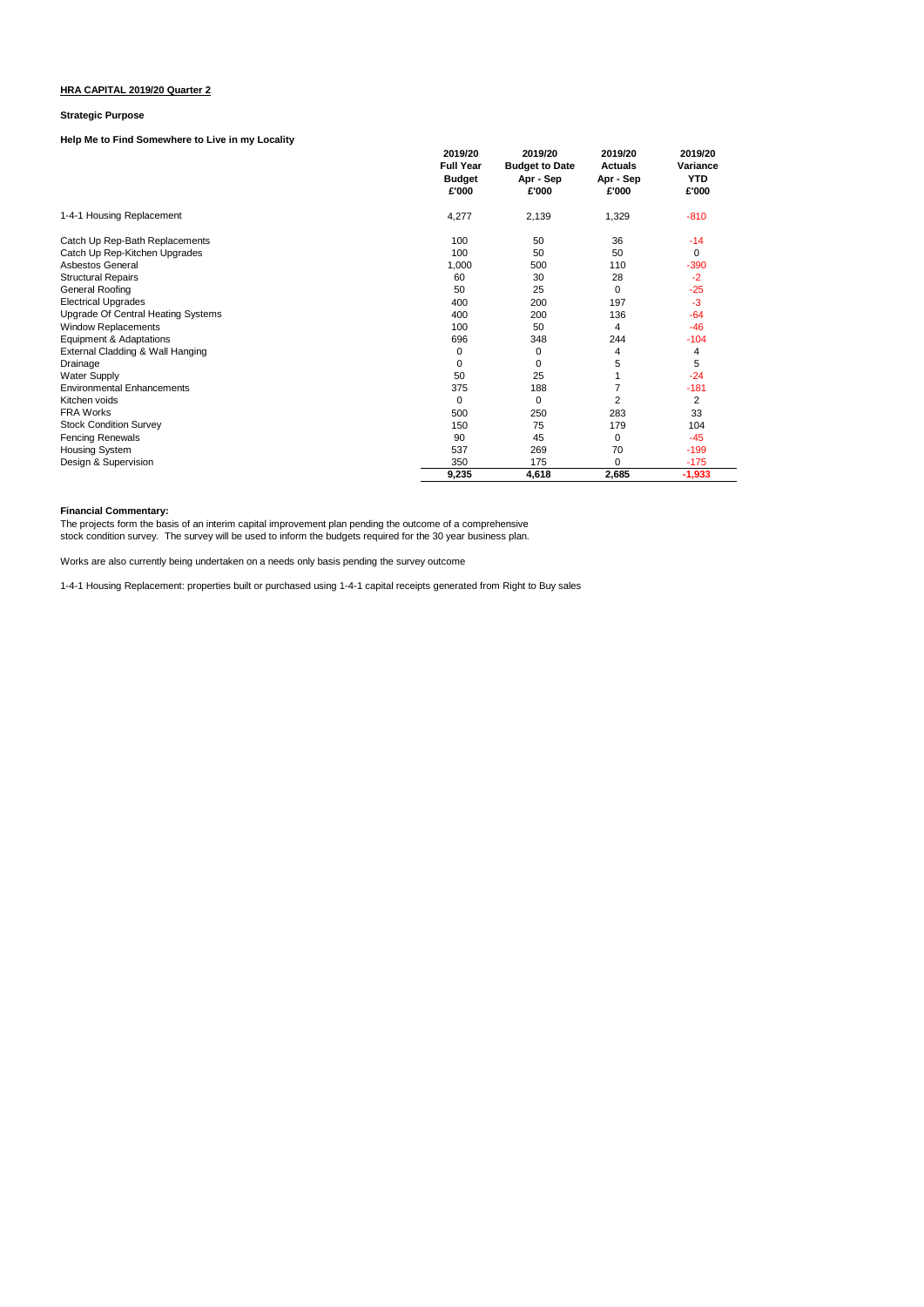**HRA CAPITAL 2019/20 Quarter 2**

**Strategic Purpose**

**Help Me to Find Somewhere to Live in my Locality**

| | 2019/20 Full Year Budget £'000 | 2019/20 Budget to Date Apr - Sep £'000 | 2019/20 Actuals Apr - Sep £'000 | 2019/20 Variance YTD £'000 |
|---|---|---|---|---|
| 1-4-1 Housing Replacement | 4,277 | 2,139 | 1,329 | -810 |
| Catch Up Rep-Bath Replacements | 100 | 50 | 36 | -14 |
| Catch Up Rep-Kitchen Upgrades | 100 | 50 | 50 | 0 |
| Asbestos General | 1,000 | 500 | 110 | -390 |
| Structural Repairs | 60 | 30 | 28 | -2 |
| General Roofing | 50 | 25 | 0 | -25 |
| Electrical Upgrades | 400 | 200 | 197 | -3 |
| Upgrade Of Central Heating Systems | 400 | 200 | 136 | -64 |
| Window Replacements | 100 | 50 | 4 | -46 |
| Equipment & Adaptations | 696 | 348 | 244 | -104 |
| External Cladding & Wall Hanging | 0 | 0 | 4 | 4 |
| Drainage | 0 | 0 | 5 | 5 |
| Water Supply | 50 | 25 | 1 | -24 |
| Environmental Enhancements | 375 | 188 | 7 | -181 |
| Kitchen voids | 0 | 0 | 2 | 2 |
| FRA Works | 500 | 250 | 283 | 33 |
| Stock Condition Survey | 150 | 75 | 179 | 104 |
| Fencing Renewals | 90 | 45 | 0 | -45 |
| Housing System | 537 | 269 | 70 | -199 |
| Design & Supervision | 350 | 175 | 0 | -175 |
| | **9,235** | **4,618** | **2,685** | **-1,933** |

**Financial Commentary:**

The projects form the basis of an interim capital improvement plan pending the outcome of a comprehensive stock condition survey. The survey will be used to inform the budgets required for the 30 year business plan.

Works are also currently being undertaken on a needs only basis pending the survey outcome

1-4-1 Housing Replacement: properties built or purchased using 1-4-1 capital receipts generated from Right to Buy sales